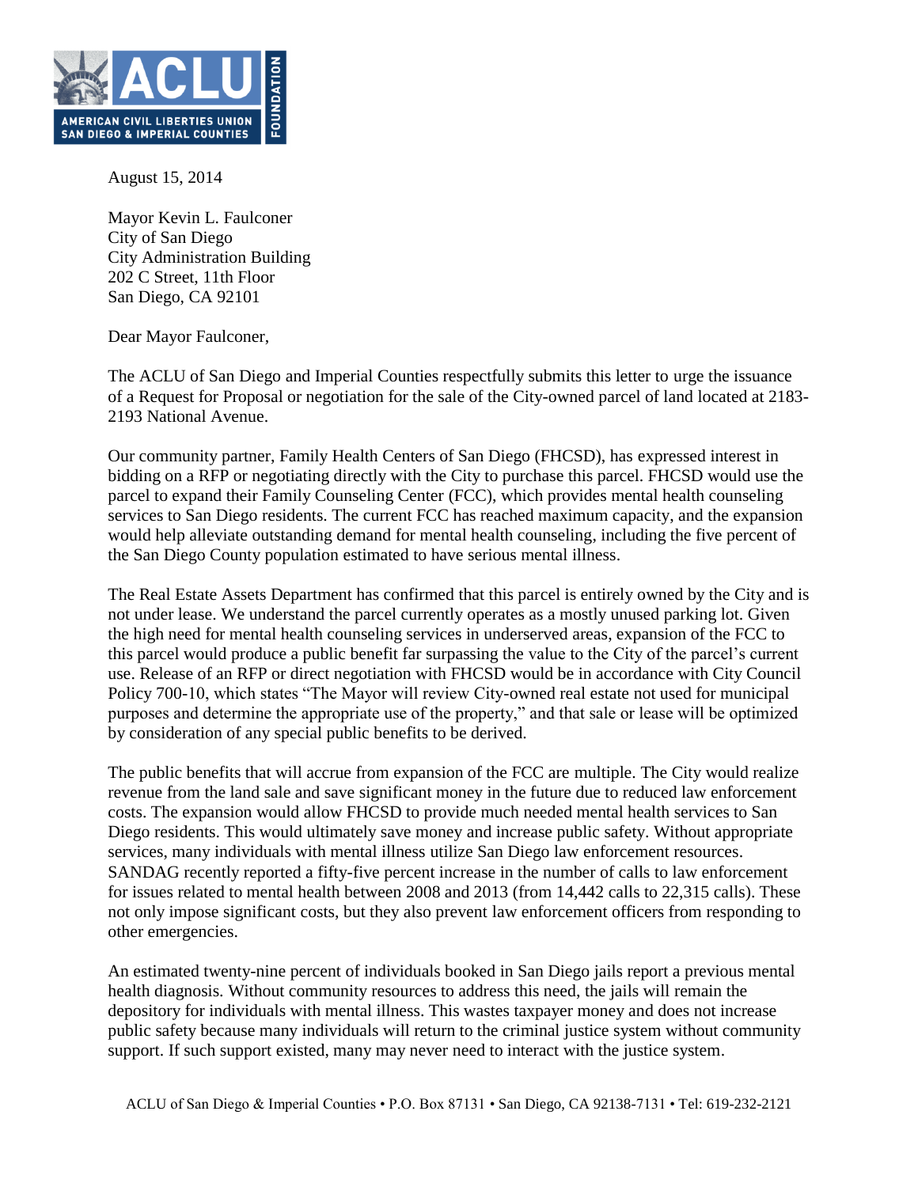August 15, 2014

Mayor Kevin L. Faulconer
City of San Diego
City Administration Building
202 C Street, 11th Floor
San Diego, CA 92101

Dear Mayor Faulconer,

The ACLU of San Diego and Imperial Counties respectfully submits this letter to urge the issuance of a Request for Proposal or negotiation for the sale of the City-owned parcel of land located at 2183-2193 National Avenue.

Our community partner, Family Health Centers of San Diego (FHCSD), has expressed interest in bidding on a RFP or negotiating directly with the City to purchase this parcel. FHCSD would use the parcel to expand their Family Counseling Center (FCC), which provides mental health counseling services to San Diego residents. The current FCC has reached maximum capacity, and the expansion would help alleviate outstanding demand for mental health counseling, including the five percent of the San Diego County population estimated to have serious mental illness.

The Real Estate Assets Department has confirmed that this parcel is entirely owned by the City and is not under lease. We understand the parcel currently operates as a mostly unused parking lot. Given the high need for mental health counseling services in underserved areas, expansion of the FCC to this parcel would produce a public benefit far surpassing the value to the City of the parcel's current use. Release of an RFP or direct negotiation with FHCSD would be in accordance with City Council Policy 700-10, which states "The Mayor will review City-owned real estate not used for municipal purposes and determine the appropriate use of the property," and that sale or lease will be optimized by consideration of any special public benefits to be derived.

The public benefits that will accrue from expansion of the FCC are multiple. The City would realize revenue from the land sale and save significant money in the future due to reduced law enforcement costs. The expansion would allow FHCSD to provide much needed mental health services to San Diego residents. This would ultimately save money and increase public safety. Without appropriate services, many individuals with mental illness utilize San Diego law enforcement resources. SANDAG recently reported a fifty-five percent increase in the number of calls to law enforcement for issues related to mental health between 2008 and 2013 (from 14,442 calls to 22,315 calls). These not only impose significant costs, but they also prevent law enforcement officers from responding to other emergencies.

An estimated twenty-nine percent of individuals booked in San Diego jails report a previous mental health diagnosis. Without community resources to address this need, the jails will remain the depository for individuals with mental illness. This wastes taxpayer money and does not increase public safety because many individuals will return to the criminal justice system without community support. If such support existed, many may never need to interact with the justice system.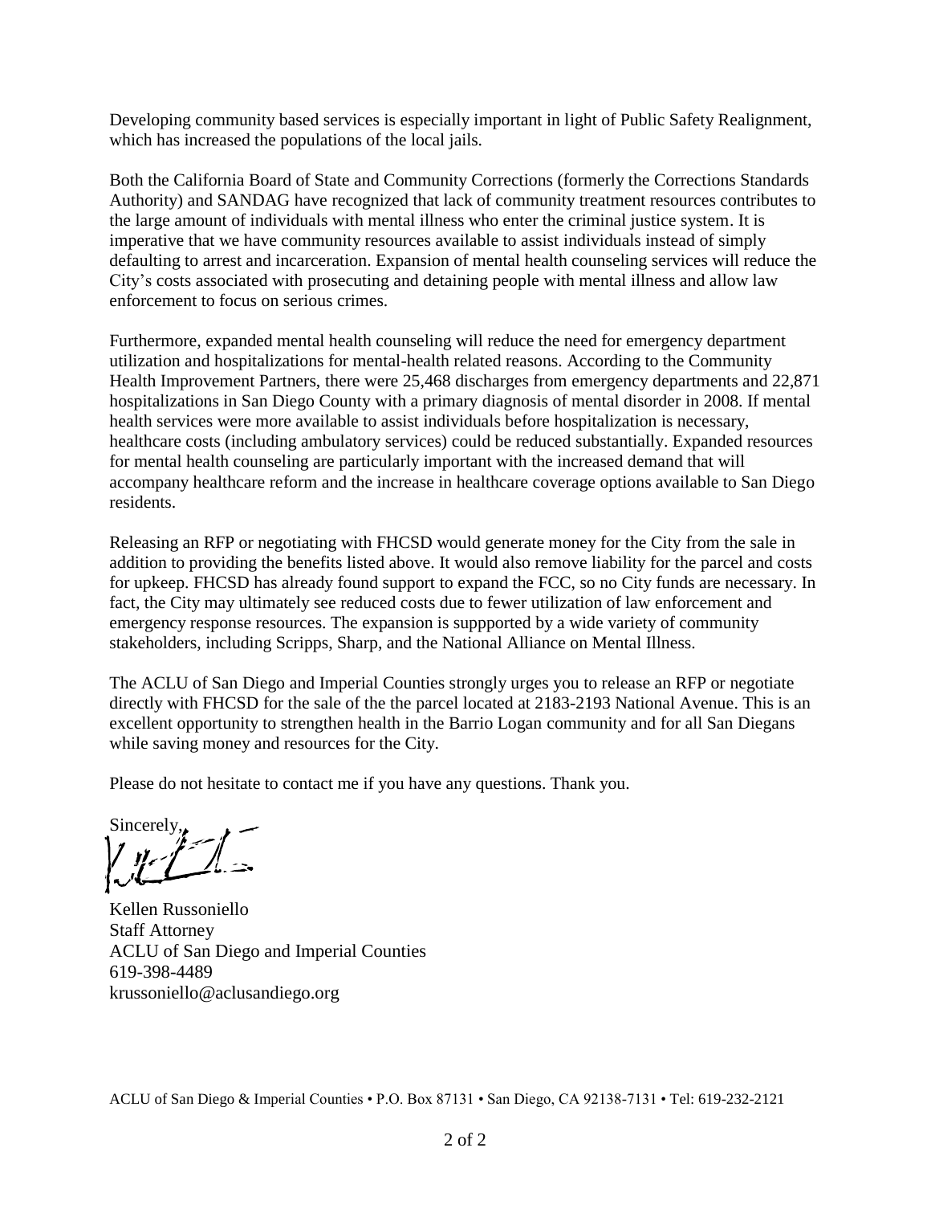Developing community based services is especially important in light of Public Safety Realignment, which has increased the populations of the local jails.

Both the California Board of State and Community Corrections (formerly the Corrections Standards Authority) and SANDAG have recognized that lack of community treatment resources contributes to the large amount of individuals with mental illness who enter the criminal justice system. It is imperative that we have community resources available to assist individuals instead of simply defaulting to arrest and incarceration. Expansion of mental health counseling services will reduce the City's costs associated with prosecuting and detaining people with mental illness and allow law enforcement to focus on serious crimes.

Furthermore, expanded mental health counseling will reduce the need for emergency department utilization and hospitalizations for mental-health related reasons. According to the Community Health Improvement Partners, there were 25,468 discharges from emergency departments and 22,871 hospitalizations in San Diego County with a primary diagnosis of mental disorder in 2008. If mental health services were more available to assist individuals before hospitalization is necessary, healthcare costs (including ambulatory services) could be reduced substantially. Expanded resources for mental health counseling are particularly important with the increased demand that will accompany healthcare reform and the increase in healthcare coverage options available to San Diego residents.

Releasing an RFP or negotiating with FHCSD would generate money for the City from the sale in addition to providing the benefits listed above. It would also remove liability for the parcel and costs for upkeep. FHCSD has already found support to expand the FCC, so no City funds are necessary. In fact, the City may ultimately see reduced costs due to fewer utilization of law enforcement and emergency response resources. The expansion is suppported by a wide variety of community stakeholders, including Scripps, Sharp, and the National Alliance on Mental Illness.

The ACLU of San Diego and Imperial Counties strongly urges you to release an RFP or negotiate directly with FHCSD for the sale of the the parcel located at 2183-2193 National Avenue. This is an excellent opportunity to strengthen health in the Barrio Logan community and for all San Diegans while saving money and resources for the City.

Please do not hesitate to contact me if you have any questions. Thank you.

Sincerely,

Kellen Russoniello
Staff Attorney
ACLU of San Diego and Imperial Counties
619-398-4489
krussoniello@aclusandiego.org

ACLU of San Diego & Imperial Counties • P.O. Box 87131 • San Diego, CA 92138-7131 • Tel: 619-232-2121